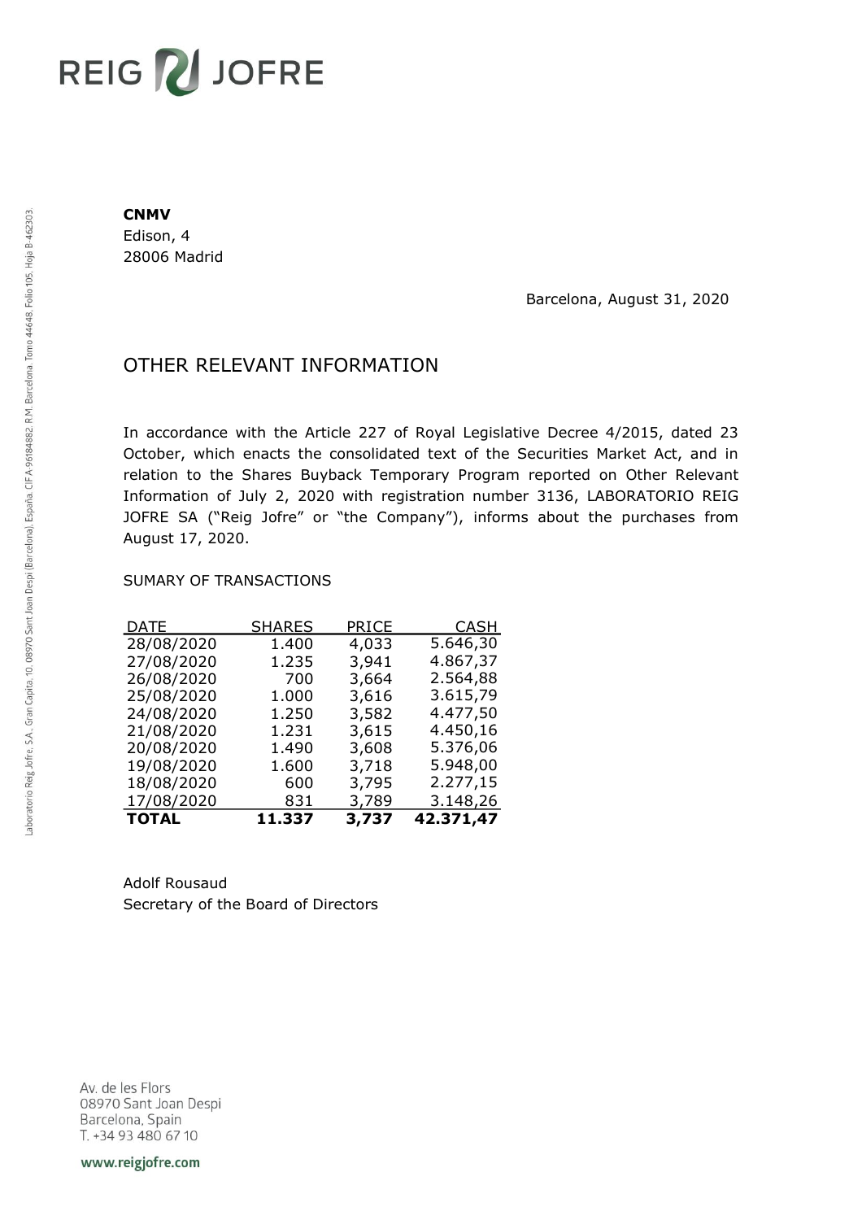REIG JOFRE

**CNMV**
Edison, 4
28006 Madrid

Barcelona, August 31, 2020

# OTHER RELEVANT INFORMATION

In accordance with the Article 227 of Royal Legislative Decree 4/2015, dated 23 October, which enacts the consolidated text of the Securities Market Act, and in relation to the Shares Buyback Temporary Program reported on Other Relevant Information of July 2, 2020 with registration number 3136, LABORATORIO REIG JOFRE SA ("Reig Jofre" or "the Company"), informs about the purchases from August 17, 2020.

SUMARY OF TRANSACTIONS

| DATE | SHARES | PRICE | CASH |
|---|---|---|---|
| 28/08/2020 | 1.400 | 4,033 | 5.646,30 |
| 27/08/2020 | 1.235 | 3,941 | 4.867,37 |
| 26/08/2020 | 700 | 3,664 | 2.564,88 |
| 25/08/2020 | 1.000 | 3,616 | 3.615,79 |
| 24/08/2020 | 1.250 | 3,582 | 4.477,50 |
| 21/08/2020 | 1.231 | 3,615 | 4.450,16 |
| 20/08/2020 | 1.490 | 3,608 | 5.376,06 |
| 19/08/2020 | 1.600 | 3,718 | 5.948,00 |
| 18/08/2020 | 600 | 3,795 | 2.277,15 |
| 17/08/2020 | 831 | 3,789 | 3.148,26 |
| **TOTAL** | **11.337** | **3,737** | **42.371,47** |

Adolf Rousaud
Secretary of the Board of Directors

Laboratorio Reig Jofre, S.A., Gran Capità, 10, 08970 Sant Joan Despí (Barcelona), España. CIF A-96184882. R.M. Barcelona, Tomo 44648, Folio 105, Hoja B-462303.

Av. de les Flors
08970 Sant Joan Despí
Barcelona, Spain
T. +34 93 480 67 10

www.reigjofre.com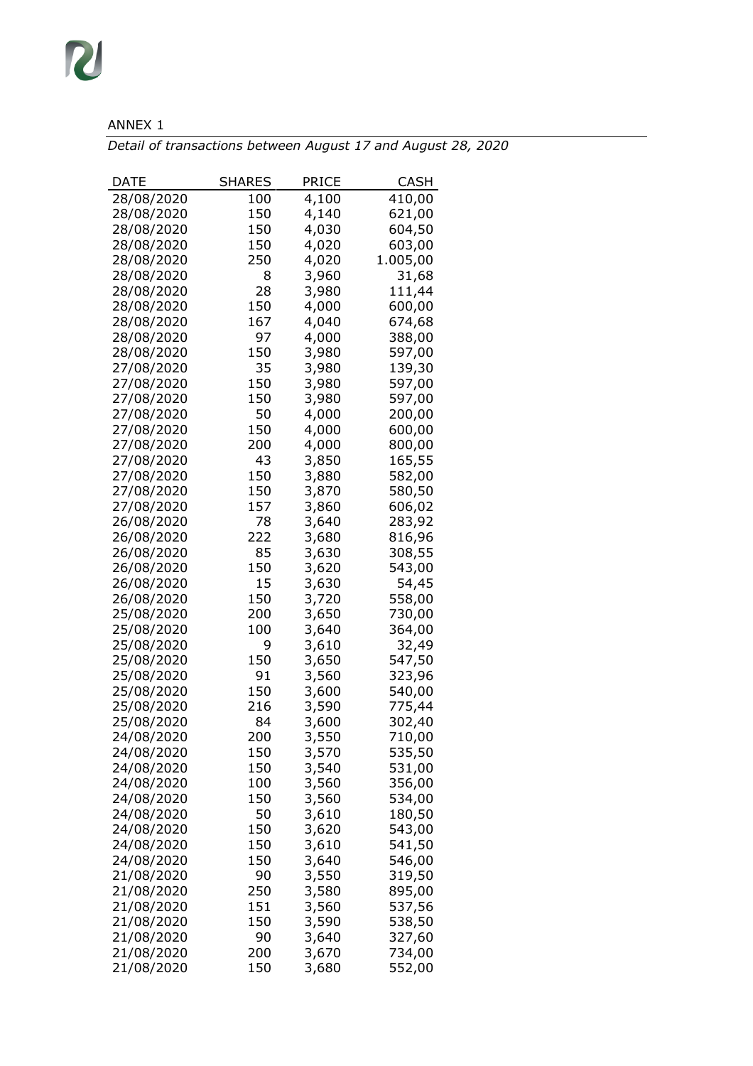ANNEX 1

*Detail of transactions between August 17 and August 28, 2020*

| DATE | SHARES | PRICE | CASH |
|---|---|---|---|
| 28/08/2020 | 100 | 4,100 | 410,00 |
| 28/08/2020 | 150 | 4,140 | 621,00 |
| 28/08/2020 | 150 | 4,030 | 604,50 |
| 28/08/2020 | 150 | 4,020 | 603,00 |
| 28/08/2020 | 250 | 4,020 | 1.005,00 |
| 28/08/2020 | 8 | 3,960 | 31,68 |
| 28/08/2020 | 28 | 3,980 | 111,44 |
| 28/08/2020 | 150 | 4,000 | 600,00 |
| 28/08/2020 | 167 | 4,040 | 674,68 |
| 28/08/2020 | 97 | 4,000 | 388,00 |
| 28/08/2020 | 150 | 3,980 | 597,00 |
| 27/08/2020 | 35 | 3,980 | 139,30 |
| 27/08/2020 | 150 | 3,980 | 597,00 |
| 27/08/2020 | 150 | 3,980 | 597,00 |
| 27/08/2020 | 50 | 4,000 | 200,00 |
| 27/08/2020 | 150 | 4,000 | 600,00 |
| 27/08/2020 | 200 | 4,000 | 800,00 |
| 27/08/2020 | 43 | 3,850 | 165,55 |
| 27/08/2020 | 150 | 3,880 | 582,00 |
| 27/08/2020 | 150 | 3,870 | 580,50 |
| 27/08/2020 | 157 | 3,860 | 606,02 |
| 26/08/2020 | 78 | 3,640 | 283,92 |
| 26/08/2020 | 222 | 3,680 | 816,96 |
| 26/08/2020 | 85 | 3,630 | 308,55 |
| 26/08/2020 | 150 | 3,620 | 543,00 |
| 26/08/2020 | 15 | 3,630 | 54,45 |
| 26/08/2020 | 150 | 3,720 | 558,00 |
| 25/08/2020 | 200 | 3,650 | 730,00 |
| 25/08/2020 | 100 | 3,640 | 364,00 |
| 25/08/2020 | 9 | 3,610 | 32,49 |
| 25/08/2020 | 150 | 3,650 | 547,50 |
| 25/08/2020 | 91 | 3,560 | 323,96 |
| 25/08/2020 | 150 | 3,600 | 540,00 |
| 25/08/2020 | 216 | 3,590 | 775,44 |
| 25/08/2020 | 84 | 3,600 | 302,40 |
| 24/08/2020 | 200 | 3,550 | 710,00 |
| 24/08/2020 | 150 | 3,570 | 535,50 |
| 24/08/2020 | 150 | 3,540 | 531,00 |
| 24/08/2020 | 100 | 3,560 | 356,00 |
| 24/08/2020 | 150 | 3,560 | 534,00 |
| 24/08/2020 | 50 | 3,610 | 180,50 |
| 24/08/2020 | 150 | 3,620 | 543,00 |
| 24/08/2020 | 150 | 3,610 | 541,50 |
| 24/08/2020 | 150 | 3,640 | 546,00 |
| 21/08/2020 | 90 | 3,550 | 319,50 |
| 21/08/2020 | 250 | 3,580 | 895,00 |
| 21/08/2020 | 151 | 3,560 | 537,56 |
| 21/08/2020 | 150 | 3,590 | 538,50 |
| 21/08/2020 | 90 | 3,640 | 327,60 |
| 21/08/2020 | 200 | 3,670 | 734,00 |
| 21/08/2020 | 150 | 3,680 | 552,00 |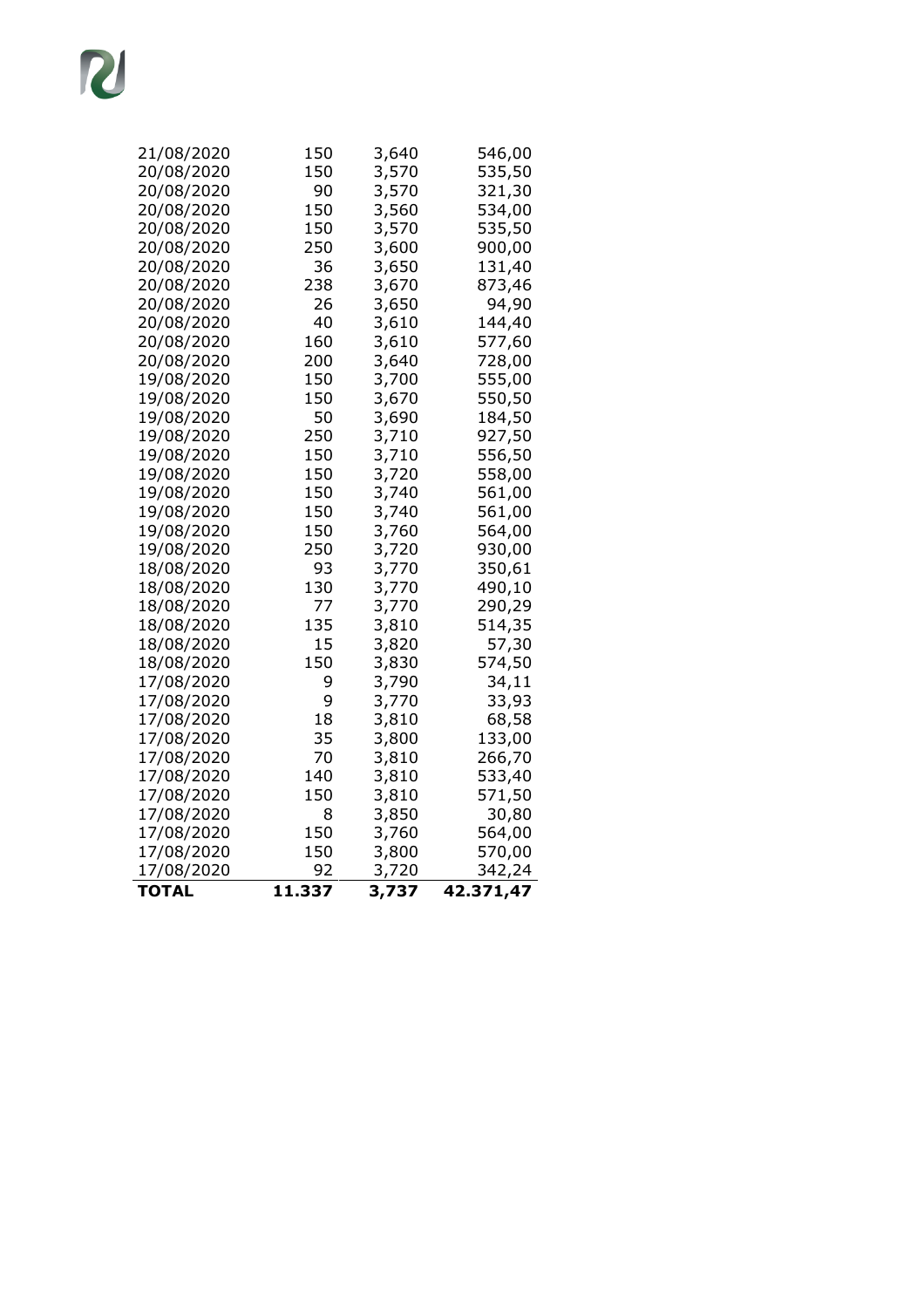| | | | |
|---|---|---|---|
| 21/08/2020 | 150 | 3,640 | 546,00 |
| 20/08/2020 | 150 | 3,570 | 535,50 |
| 20/08/2020 | 90 | 3,570 | 321,30 |
| 20/08/2020 | 150 | 3,560 | 534,00 |
| 20/08/2020 | 150 | 3,570 | 535,50 |
| 20/08/2020 | 250 | 3,600 | 900,00 |
| 20/08/2020 | 36 | 3,650 | 131,40 |
| 20/08/2020 | 238 | 3,670 | 873,46 |
| 20/08/2020 | 26 | 3,650 | 94,90 |
| 20/08/2020 | 40 | 3,610 | 144,40 |
| 20/08/2020 | 160 | 3,610 | 577,60 |
| 20/08/2020 | 200 | 3,640 | 728,00 |
| 19/08/2020 | 150 | 3,700 | 555,00 |
| 19/08/2020 | 150 | 3,670 | 550,50 |
| 19/08/2020 | 50 | 3,690 | 184,50 |
| 19/08/2020 | 250 | 3,710 | 927,50 |
| 19/08/2020 | 150 | 3,710 | 556,50 |
| 19/08/2020 | 150 | 3,720 | 558,00 |
| 19/08/2020 | 150 | 3,740 | 561,00 |
| 19/08/2020 | 150 | 3,740 | 561,00 |
| 19/08/2020 | 150 | 3,760 | 564,00 |
| 19/08/2020 | 250 | 3,720 | 930,00 |
| 18/08/2020 | 93 | 3,770 | 350,61 |
| 18/08/2020 | 130 | 3,770 | 490,10 |
| 18/08/2020 | 77 | 3,770 | 290,29 |
| 18/08/2020 | 135 | 3,810 | 514,35 |
| 18/08/2020 | 15 | 3,820 | 57,30 |
| 18/08/2020 | 150 | 3,830 | 574,50 |
| 17/08/2020 | 9 | 3,790 | 34,11 |
| 17/08/2020 | 9 | 3,770 | 33,93 |
| 17/08/2020 | 18 | 3,810 | 68,58 |
| 17/08/2020 | 35 | 3,800 | 133,00 |
| 17/08/2020 | 70 | 3,810 | 266,70 |
| 17/08/2020 | 140 | 3,810 | 533,40 |
| 17/08/2020 | 150 | 3,810 | 571,50 |
| 17/08/2020 | 8 | 3,850 | 30,80 |
| 17/08/2020 | 150 | 3,760 | 564,00 |
| 17/08/2020 | 150 | 3,800 | 570,00 |
| 17/08/2020 | 92 | 3,720 | 342,24 |
| **TOTAL** | **11.337** | **3,737** | **42.371,47** |